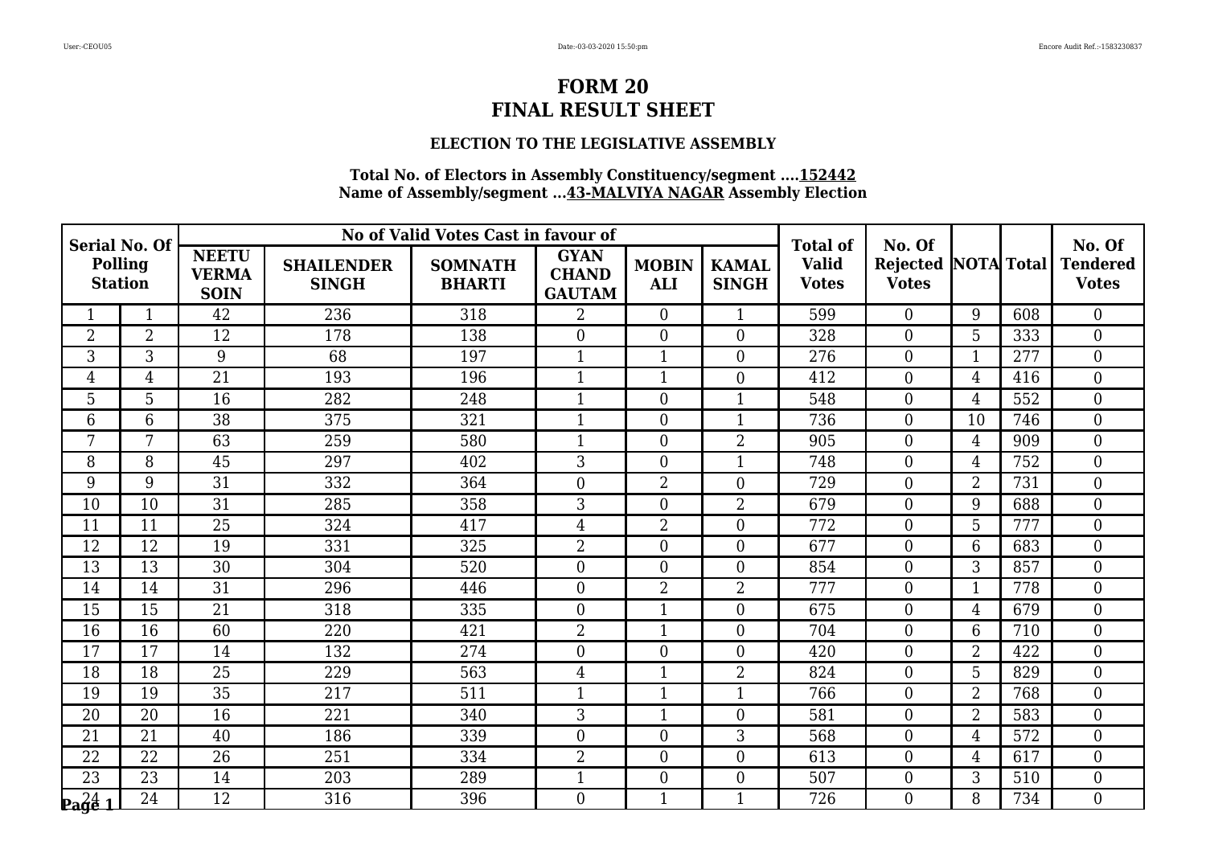# FORM 20
# FINAL RESULT SHEET

### ELECTION TO THE LEGISLATIVE ASSEMBLY

**Total No. of Electors in Assembly Constituency/segment ....152442**
**Name of Assembly/segment ...43-MALVIYA NAGAR Assembly Election**

| Serial No. Of Polling Station | | No of Valid Votes Cast in favour of | | | | | | Total of Valid Votes | No. Of Rejected Votes | NOTA | Total | No. Of Tendered Votes |
|---|---|---|---|---|---|---|---|---|---|---|---|---|
| | | NEETU VERMA SOIN | SHAILENDER SINGH | SOMNATH BHARTI | GYAN CHAND GAUTAM | MOBIN ALI | KAMAL SINGH | | | | | |
| 1 | 1 | 42 | 236 | 318 | 2 | 0 | 1 | 599 | 0 | 9 | 608 | 0 |
| 2 | 2 | 12 | 178 | 138 | 0 | 0 | 0 | 328 | 0 | 5 | 333 | 0 |
| 3 | 3 | 9 | 68 | 197 | 1 | 1 | 0 | 276 | 0 | 1 | 277 | 0 |
| 4 | 4 | 21 | 193 | 196 | 1 | 1 | 0 | 412 | 0 | 4 | 416 | 0 |
| 5 | 5 | 16 | 282 | 248 | 1 | 0 | 1 | 548 | 0 | 4 | 552 | 0 |
| 6 | 6 | 38 | 375 | 321 | 1 | 0 | 1 | 736 | 0 | 10 | 746 | 0 |
| 7 | 7 | 63 | 259 | 580 | 1 | 0 | 2 | 905 | 0 | 4 | 909 | 0 |
| 8 | 8 | 45 | 297 | 402 | 3 | 0 | 1 | 748 | 0 | 4 | 752 | 0 |
| 9 | 9 | 31 | 332 | 364 | 0 | 2 | 0 | 729 | 0 | 2 | 731 | 0 |
| 10 | 10 | 31 | 285 | 358 | 3 | 0 | 2 | 679 | 0 | 9 | 688 | 0 |
| 11 | 11 | 25 | 324 | 417 | 4 | 2 | 0 | 772 | 0 | 5 | 777 | 0 |
| 12 | 12 | 19 | 331 | 325 | 2 | 0 | 0 | 677 | 0 | 6 | 683 | 0 |
| 13 | 13 | 30 | 304 | 520 | 0 | 0 | 0 | 854 | 0 | 3 | 857 | 0 |
| 14 | 14 | 31 | 296 | 446 | 0 | 2 | 2 | 777 | 0 | 1 | 778 | 0 |
| 15 | 15 | 21 | 318 | 335 | 0 | 1 | 0 | 675 | 0 | 4 | 679 | 0 |
| 16 | 16 | 60 | 220 | 421 | 2 | 1 | 0 | 704 | 0 | 6 | 710 | 0 |
| 17 | 17 | 14 | 132 | 274 | 0 | 0 | 0 | 420 | 0 | 2 | 422 | 0 |
| 18 | 18 | 25 | 229 | 563 | 4 | 1 | 2 | 824 | 0 | 5 | 829 | 0 |
| 19 | 19 | 35 | 217 | 511 | 1 | 1 | 1 | 766 | 0 | 2 | 768 | 0 |
| 20 | 20 | 16 | 221 | 340 | 3 | 1 | 0 | 581 | 0 | 2 | 583 | 0 |
| 21 | 21 | 40 | 186 | 339 | 0 | 0 | 3 | 568 | 0 | 4 | 572 | 0 |
| 22 | 22 | 26 | 251 | 334 | 2 | 0 | 0 | 613 | 0 | 4 | 617 | 0 |
| 23 | 23 | 14 | 203 | 289 | 1 | 0 | 0 | 507 | 0 | 3 | 510 | 0 |
| 24 | 24 | 12 | 316 | 396 | 0 | 1 | 1 | 726 | 0 | 8 | 734 | 0 |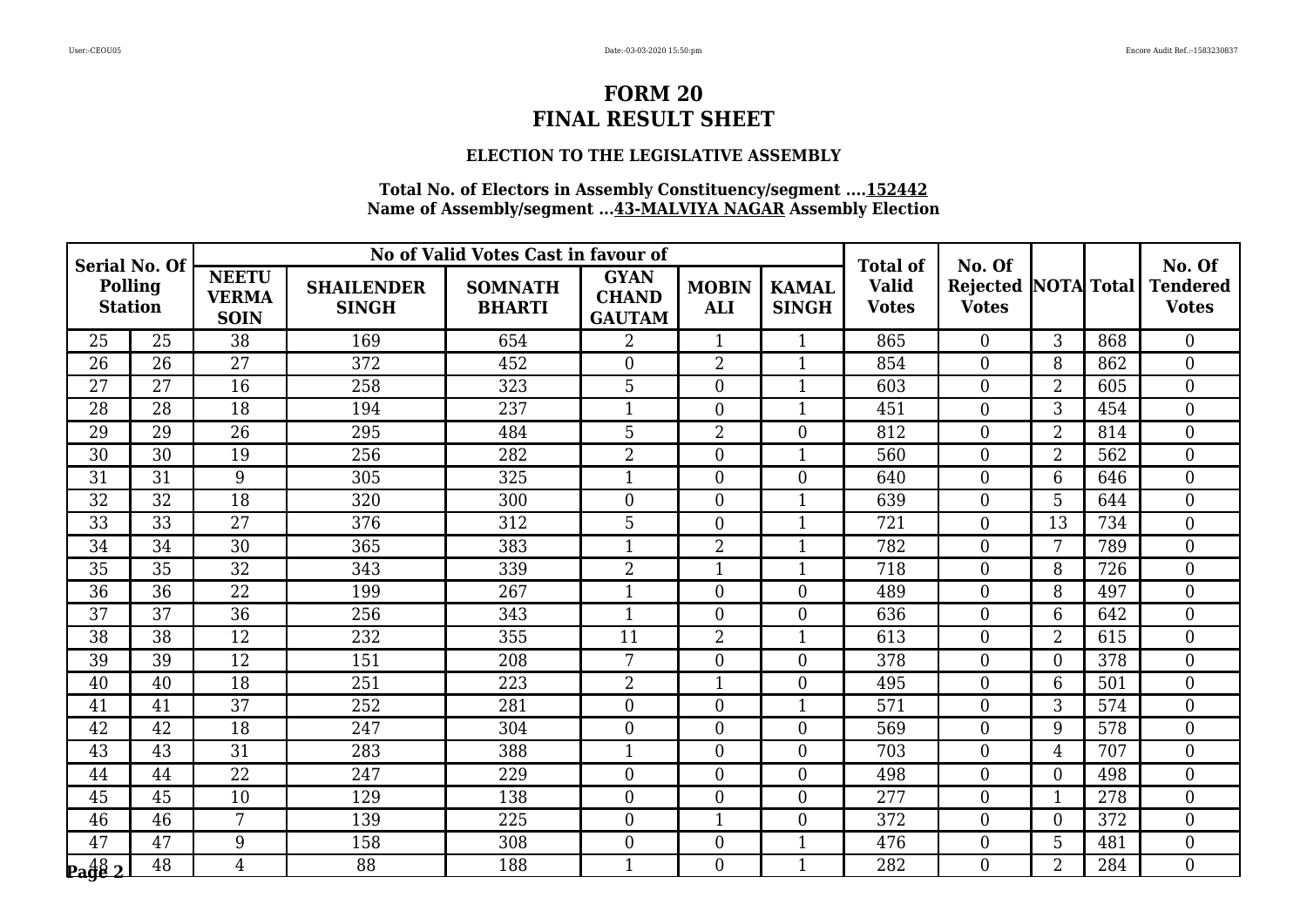# FORM 20
# FINAL RESULT SHEET

### ELECTION TO THE LEGISLATIVE ASSEMBLY

**Total No. of Electors in Assembly Constituency/segment ....152442**
**Name of Assembly/segment ...43-MALVIYA NAGAR Assembly Election**

| Serial No. Of Polling Station | | No of Valid Votes Cast in favour of | | | | | | Total of Valid Votes | No. Of Rejected Votes | NOTA | Total | No. Of Tendered Votes |
|---|---|---|---|---|---|---|---|---|---|---|---|---|
| | | NEETU VERMA SOIN | SHAILENDER SINGH | SOMNATH BHARTI | GYAN CHAND GAUTAM | MOBIN ALI | KAMAL SINGH | | | | | |
| 25 | 25 | 38 | 169 | 654 | 2 | 1 | 1 | 865 | 0 | 3 | 868 | 0 |
| 26 | 26 | 27 | 372 | 452 | 0 | 2 | 1 | 854 | 0 | 8 | 862 | 0 |
| 27 | 27 | 16 | 258 | 323 | 5 | 0 | 1 | 603 | 0 | 2 | 605 | 0 |
| 28 | 28 | 18 | 194 | 237 | 1 | 0 | 1 | 451 | 0 | 3 | 454 | 0 |
| 29 | 29 | 26 | 295 | 484 | 5 | 2 | 0 | 812 | 0 | 2 | 814 | 0 |
| 30 | 30 | 19 | 256 | 282 | 2 | 0 | 1 | 560 | 0 | 2 | 562 | 0 |
| 31 | 31 | 9 | 305 | 325 | 1 | 0 | 0 | 640 | 0 | 6 | 646 | 0 |
| 32 | 32 | 18 | 320 | 300 | 0 | 0 | 1 | 639 | 0 | 5 | 644 | 0 |
| 33 | 33 | 27 | 376 | 312 | 5 | 0 | 1 | 721 | 0 | 13 | 734 | 0 |
| 34 | 34 | 30 | 365 | 383 | 1 | 2 | 1 | 782 | 0 | 7 | 789 | 0 |
| 35 | 35 | 32 | 343 | 339 | 2 | 1 | 1 | 718 | 0 | 8 | 726 | 0 |
| 36 | 36 | 22 | 199 | 267 | 1 | 0 | 0 | 489 | 0 | 8 | 497 | 0 |
| 37 | 37 | 36 | 256 | 343 | 1 | 0 | 0 | 636 | 0 | 6 | 642 | 0 |
| 38 | 38 | 12 | 232 | 355 | 11 | 2 | 1 | 613 | 0 | 2 | 615 | 0 |
| 39 | 39 | 12 | 151 | 208 | 7 | 0 | 0 | 378 | 0 | 0 | 378 | 0 |
| 40 | 40 | 18 | 251 | 223 | 2 | 1 | 0 | 495 | 0 | 6 | 501 | 0 |
| 41 | 41 | 37 | 252 | 281 | 0 | 0 | 1 | 571 | 0 | 3 | 574 | 0 |
| 42 | 42 | 18 | 247 | 304 | 0 | 0 | 0 | 569 | 0 | 9 | 578 | 0 |
| 43 | 43 | 31 | 283 | 388 | 1 | 0 | 0 | 703 | 0 | 4 | 707 | 0 |
| 44 | 44 | 22 | 247 | 229 | 0 | 0 | 0 | 498 | 0 | 0 | 498 | 0 |
| 45 | 45 | 10 | 129 | 138 | 0 | 0 | 0 | 277 | 0 | 1 | 278 | 0 |
| 46 | 46 | 7 | 139 | 225 | 0 | 1 | 0 | 372 | 0 | 0 | 372 | 0 |
| 47 | 47 | 9 | 158 | 308 | 0 | 0 | 1 | 476 | 0 | 5 | 481 | 0 |
| 48 | 48 | 4 | 88 | 188 | 1 | 0 | 1 | 282 | 0 | 2 | 284 | 0 |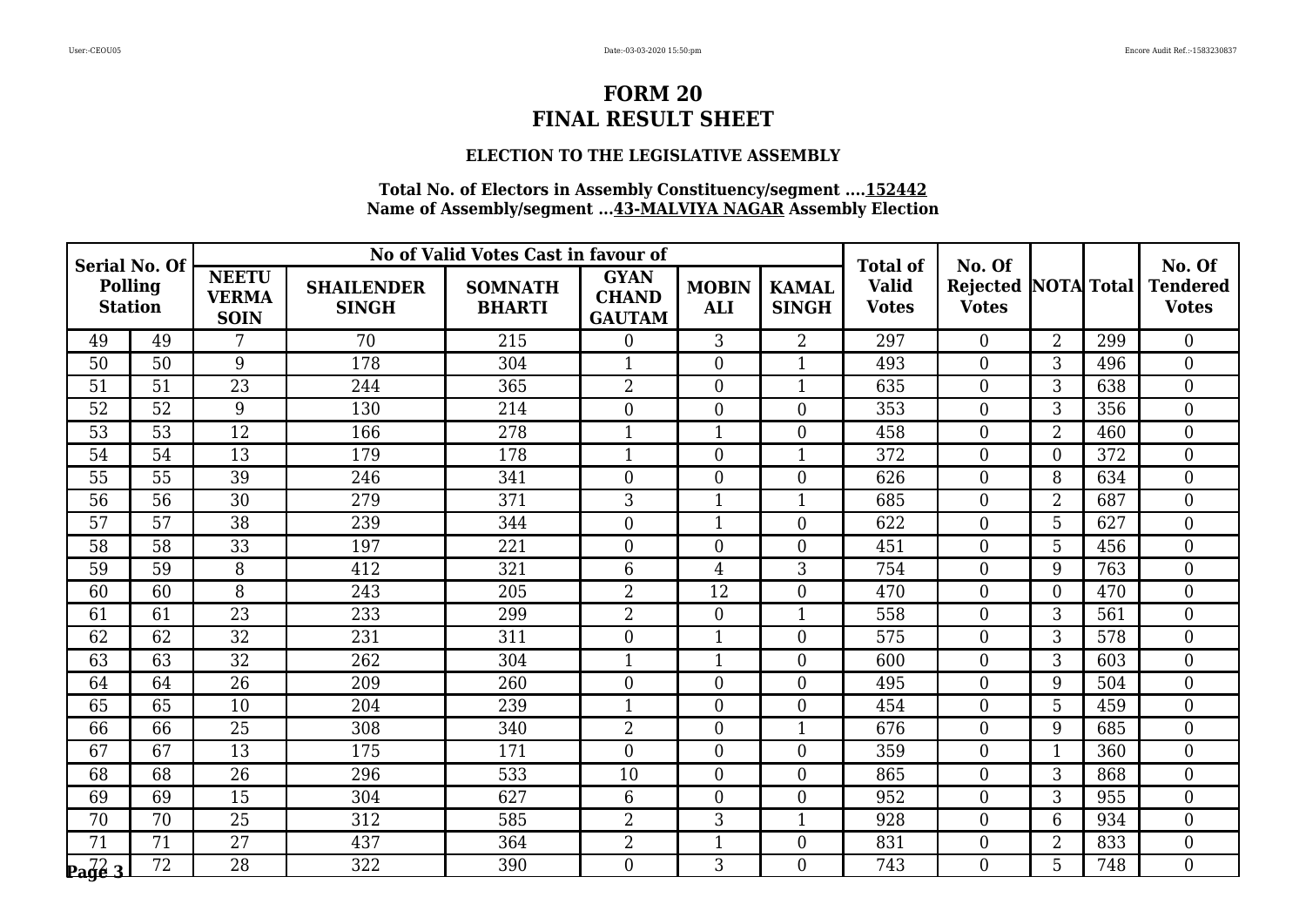# FORM 20
# FINAL RESULT SHEET

### ELECTION TO THE LEGISLATIVE ASSEMBLY

**Total No. of Electors in Assembly Constituency/segment ....152442**
**Name of Assembly/segment ...43-MALVIYA NAGAR Assembly Election**

| Serial No. Of Polling Station | | No of Valid Votes Cast in favour of | | | | | | Total of Valid Votes | No. Of Rejected Votes | NOTA | Total | No. Of Tendered Votes |
|---|---|---|---|---|---|---|---|---|---|---|---|---|
| | | NEETU VERMA SOIN | SHAILENDER SINGH | SOMNATH BHARTI | GYAN CHAND GAUTAM | MOBIN ALI | KAMAL SINGH | | | | | |
| 49 | 49 | 7 | 70 | 215 | 0 | 3 | 2 | 297 | 0 | 2 | 299 | 0 |
| 50 | 50 | 9 | 178 | 304 | 1 | 0 | 1 | 493 | 0 | 3 | 496 | 0 |
| 51 | 51 | 23 | 244 | 365 | 2 | 0 | 1 | 635 | 0 | 3 | 638 | 0 |
| 52 | 52 | 9 | 130 | 214 | 0 | 0 | 0 | 353 | 0 | 3 | 356 | 0 |
| 53 | 53 | 12 | 166 | 278 | 1 | 1 | 0 | 458 | 0 | 2 | 460 | 0 |
| 54 | 54 | 13 | 179 | 178 | 1 | 0 | 1 | 372 | 0 | 0 | 372 | 0 |
| 55 | 55 | 39 | 246 | 341 | 0 | 0 | 0 | 626 | 0 | 8 | 634 | 0 |
| 56 | 56 | 30 | 279 | 371 | 3 | 1 | 1 | 685 | 0 | 2 | 687 | 0 |
| 57 | 57 | 38 | 239 | 344 | 0 | 1 | 0 | 622 | 0 | 5 | 627 | 0 |
| 58 | 58 | 33 | 197 | 221 | 0 | 0 | 0 | 451 | 0 | 5 | 456 | 0 |
| 59 | 59 | 8 | 412 | 321 | 6 | 4 | 3 | 754 | 0 | 9 | 763 | 0 |
| 60 | 60 | 8 | 243 | 205 | 2 | 12 | 0 | 470 | 0 | 0 | 470 | 0 |
| 61 | 61 | 23 | 233 | 299 | 2 | 0 | 1 | 558 | 0 | 3 | 561 | 0 |
| 62 | 62 | 32 | 231 | 311 | 0 | 1 | 0 | 575 | 0 | 3 | 578 | 0 |
| 63 | 63 | 32 | 262 | 304 | 1 | 1 | 0 | 600 | 0 | 3 | 603 | 0 |
| 64 | 64 | 26 | 209 | 260 | 0 | 0 | 0 | 495 | 0 | 9 | 504 | 0 |
| 65 | 65 | 10 | 204 | 239 | 1 | 0 | 0 | 454 | 0 | 5 | 459 | 0 |
| 66 | 66 | 25 | 308 | 340 | 2 | 0 | 1 | 676 | 0 | 9 | 685 | 0 |
| 67 | 67 | 13 | 175 | 171 | 0 | 0 | 0 | 359 | 0 | 1 | 360 | 0 |
| 68 | 68 | 26 | 296 | 533 | 10 | 0 | 0 | 865 | 0 | 3 | 868 | 0 |
| 69 | 69 | 15 | 304 | 627 | 6 | 0 | 0 | 952 | 0 | 3 | 955 | 0 |
| 70 | 70 | 25 | 312 | 585 | 2 | 3 | 1 | 928 | 0 | 6 | 934 | 0 |
| 71 | 71 | 27 | 437 | 364 | 2 | 1 | 0 | 831 | 0 | 2 | 833 | 0 |
| 72 | 72 | 28 | 322 | 390 | 0 | 3 | 0 | 743 | 0 | 5 | 748 | 0 |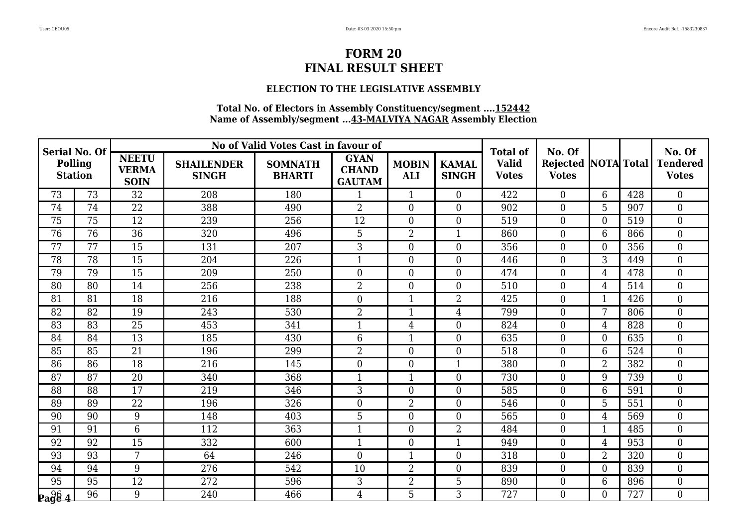# FORM 20
# FINAL RESULT SHEET

### ELECTION TO THE LEGISLATIVE ASSEMBLY

**Total No. of Electors in Assembly Constituency/segment ....152442**
**Name of Assembly/segment ...43-MALVIYA NAGAR Assembly Election**

| Serial No. Of Polling Station | | No of Valid Votes Cast in favour of | | | | | | Total of Valid Votes | No. Of Rejected Votes | NOTA | Total | No. Of Tendered Votes |
|---|---|---|---|---|---|---|---|---|---|---|---|---|
| | | NEETU VERMA SOIN | SHAILENDER SINGH | SOMNATH BHARTI | GYAN CHAND GAUTAM | MOBIN ALI | KAMAL SINGH | | | | | |
| 73 | 73 | 32 | 208 | 180 | 1 | 1 | 0 | 422 | 0 | 6 | 428 | 0 |
| 74 | 74 | 22 | 388 | 490 | 2 | 0 | 0 | 902 | 0 | 5 | 907 | 0 |
| 75 | 75 | 12 | 239 | 256 | 12 | 0 | 0 | 519 | 0 | 0 | 519 | 0 |
| 76 | 76 | 36 | 320 | 496 | 5 | 2 | 1 | 860 | 0 | 6 | 866 | 0 |
| 77 | 77 | 15 | 131 | 207 | 3 | 0 | 0 | 356 | 0 | 0 | 356 | 0 |
| 78 | 78 | 15 | 204 | 226 | 1 | 0 | 0 | 446 | 0 | 3 | 449 | 0 |
| 79 | 79 | 15 | 209 | 250 | 0 | 0 | 0 | 474 | 0 | 4 | 478 | 0 |
| 80 | 80 | 14 | 256 | 238 | 2 | 0 | 0 | 510 | 0 | 4 | 514 | 0 |
| 81 | 81 | 18 | 216 | 188 | 0 | 1 | 2 | 425 | 0 | 1 | 426 | 0 |
| 82 | 82 | 19 | 243 | 530 | 2 | 1 | 4 | 799 | 0 | 7 | 806 | 0 |
| 83 | 83 | 25 | 453 | 341 | 1 | 4 | 0 | 824 | 0 | 4 | 828 | 0 |
| 84 | 84 | 13 | 185 | 430 | 6 | 1 | 0 | 635 | 0 | 0 | 635 | 0 |
| 85 | 85 | 21 | 196 | 299 | 2 | 0 | 0 | 518 | 0 | 6 | 524 | 0 |
| 86 | 86 | 18 | 216 | 145 | 0 | 0 | 1 | 380 | 0 | 2 | 382 | 0 |
| 87 | 87 | 20 | 340 | 368 | 1 | 1 | 0 | 730 | 0 | 9 | 739 | 0 |
| 88 | 88 | 17 | 219 | 346 | 3 | 0 | 0 | 585 | 0 | 6 | 591 | 0 |
| 89 | 89 | 22 | 196 | 326 | 0 | 2 | 0 | 546 | 0 | 5 | 551 | 0 |
| 90 | 90 | 9 | 148 | 403 | 5 | 0 | 0 | 565 | 0 | 4 | 569 | 0 |
| 91 | 91 | 6 | 112 | 363 | 1 | 0 | 2 | 484 | 0 | 1 | 485 | 0 |
| 92 | 92 | 15 | 332 | 600 | 1 | 0 | 1 | 949 | 0 | 4 | 953 | 0 |
| 93 | 93 | 7 | 64 | 246 | 0 | 1 | 0 | 318 | 0 | 2 | 320 | 0 |
| 94 | 94 | 9 | 276 | 542 | 10 | 2 | 0 | 839 | 0 | 0 | 839 | 0 |
| 95 | 95 | 12 | 272 | 596 | 3 | 2 | 5 | 890 | 0 | 6 | 896 | 0 |
| 96 | 96 | 9 | 240 | 466 | 4 | 5 | 3 | 727 | 0 | 0 | 727 | 0 |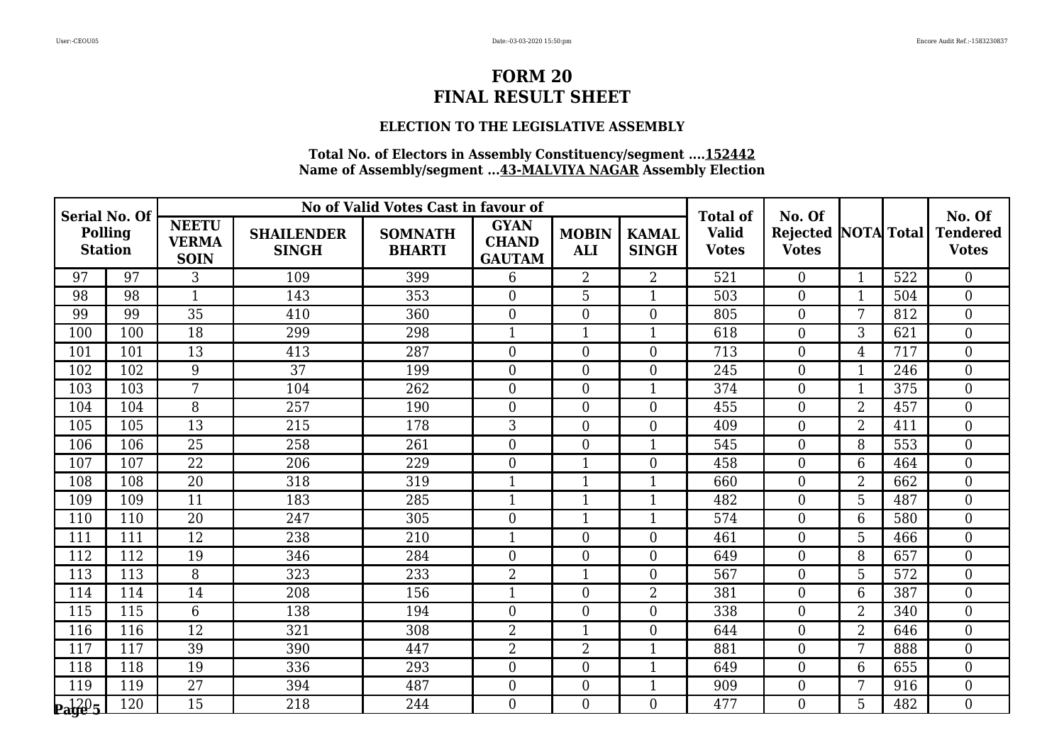# FORM 20
# FINAL RESULT SHEET

### ELECTION TO THE LEGISLATIVE ASSEMBLY

**Total No. of Electors in Assembly Constituency/segment ....152442**
**Name of Assembly/segment ...43-MALVIYA NAGAR Assembly Election**

| Serial No. Of Polling Station | | No of Valid Votes Cast in favour of | | | | | | Total of Valid Votes | No. Of Rejected Votes | NOTA | Total | No. Of Tendered Votes |
|---|---|---|---|---|---|---|---|---|---|---|---|---|
| | | NEETU VERMA SOIN | SHAILENDER SINGH | SOMNATH BHARTI | GYAN CHAND GAUTAM | MOBIN ALI | KAMAL SINGH | | | | | |
| 97 | 97 | 3 | 109 | 399 | 6 | 2 | 2 | 521 | 0 | 1 | 522 | 0 |
| 98 | 98 | 1 | 143 | 353 | 0 | 5 | 1 | 503 | 0 | 1 | 504 | 0 |
| 99 | 99 | 35 | 410 | 360 | 0 | 0 | 0 | 805 | 0 | 7 | 812 | 0 |
| 100 | 100 | 18 | 299 | 298 | 1 | 1 | 1 | 618 | 0 | 3 | 621 | 0 |
| 101 | 101 | 13 | 413 | 287 | 0 | 0 | 0 | 713 | 0 | 4 | 717 | 0 |
| 102 | 102 | 9 | 37 | 199 | 0 | 0 | 0 | 245 | 0 | 1 | 246 | 0 |
| 103 | 103 | 7 | 104 | 262 | 0 | 0 | 1 | 374 | 0 | 1 | 375 | 0 |
| 104 | 104 | 8 | 257 | 190 | 0 | 0 | 0 | 455 | 0 | 2 | 457 | 0 |
| 105 | 105 | 13 | 215 | 178 | 3 | 0 | 0 | 409 | 0 | 2 | 411 | 0 |
| 106 | 106 | 25 | 258 | 261 | 0 | 0 | 1 | 545 | 0 | 8 | 553 | 0 |
| 107 | 107 | 22 | 206 | 229 | 0 | 1 | 0 | 458 | 0 | 6 | 464 | 0 |
| 108 | 108 | 20 | 318 | 319 | 1 | 1 | 1 | 660 | 0 | 2 | 662 | 0 |
| 109 | 109 | 11 | 183 | 285 | 1 | 1 | 1 | 482 | 0 | 5 | 487 | 0 |
| 110 | 110 | 20 | 247 | 305 | 0 | 1 | 1 | 574 | 0 | 6 | 580 | 0 |
| 111 | 111 | 12 | 238 | 210 | 1 | 0 | 0 | 461 | 0 | 5 | 466 | 0 |
| 112 | 112 | 19 | 346 | 284 | 0 | 0 | 0 | 649 | 0 | 8 | 657 | 0 |
| 113 | 113 | 8 | 323 | 233 | 2 | 1 | 0 | 567 | 0 | 5 | 572 | 0 |
| 114 | 114 | 14 | 208 | 156 | 1 | 0 | 2 | 381 | 0 | 6 | 387 | 0 |
| 115 | 115 | 6 | 138 | 194 | 0 | 0 | 0 | 338 | 0 | 2 | 340 | 0 |
| 116 | 116 | 12 | 321 | 308 | 2 | 1 | 0 | 644 | 0 | 2 | 646 | 0 |
| 117 | 117 | 39 | 390 | 447 | 2 | 2 | 1 | 881 | 0 | 7 | 888 | 0 |
| 118 | 118 | 19 | 336 | 293 | 0 | 0 | 1 | 649 | 0 | 6 | 655 | 0 |
| 119 | 119 | 27 | 394 | 487 | 0 | 0 | 1 | 909 | 0 | 7 | 916 | 0 |
| 120 | 120 | 15 | 218 | 244 | 0 | 0 | 0 | 477 | 0 | 5 | 482 | 0 |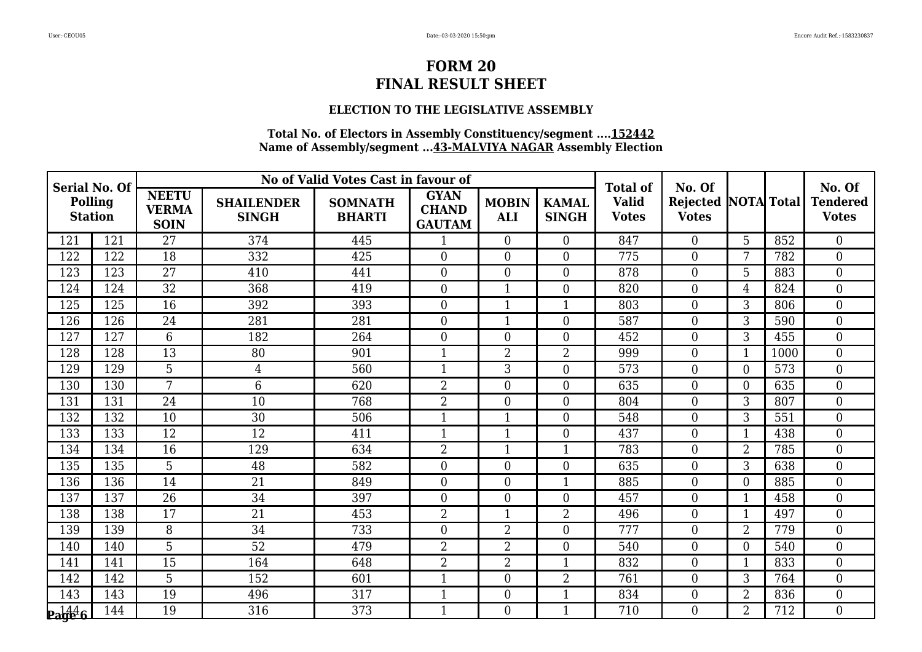# FORM 20
# FINAL RESULT SHEET

### ELECTION TO THE LEGISLATIVE ASSEMBLY

**Total No. of Electors in Assembly Constituency/segment ....152442**
**Name of Assembly/segment ...43-MALVIYA NAGAR Assembly Election**

| Serial No. Of Polling Station | | No of Valid Votes Cast in favour of | | | | | | Total of Valid Votes | No. Of Rejected Votes | NOTA | Total | No. Of Tendered Votes |
|---|---|---|---|---|---|---|---|---|---|---|---|---|
| | | NEETU VERMA SOIN | SHAILENDER SINGH | SOMNATH BHARTI | GYAN CHAND GAUTAM | MOBIN ALI | KAMAL SINGH | | | | | |
| 121 | 121 | 27 | 374 | 445 | 1 | 0 | 0 | 847 | 0 | 5 | 852 | 0 |
| 122 | 122 | 18 | 332 | 425 | 0 | 0 | 0 | 775 | 0 | 7 | 782 | 0 |
| 123 | 123 | 27 | 410 | 441 | 0 | 0 | 0 | 878 | 0 | 5 | 883 | 0 |
| 124 | 124 | 32 | 368 | 419 | 0 | 1 | 0 | 820 | 0 | 4 | 824 | 0 |
| 125 | 125 | 16 | 392 | 393 | 0 | 1 | 1 | 803 | 0 | 3 | 806 | 0 |
| 126 | 126 | 24 | 281 | 281 | 0 | 1 | 0 | 587 | 0 | 3 | 590 | 0 |
| 127 | 127 | 6 | 182 | 264 | 0 | 0 | 0 | 452 | 0 | 3 | 455 | 0 |
| 128 | 128 | 13 | 80 | 901 | 1 | 2 | 2 | 999 | 0 | 1 | 1000 | 0 |
| 129 | 129 | 5 | 4 | 560 | 1 | 3 | 0 | 573 | 0 | 0 | 573 | 0 |
| 130 | 130 | 7 | 6 | 620 | 2 | 0 | 0 | 635 | 0 | 0 | 635 | 0 |
| 131 | 131 | 24 | 10 | 768 | 2 | 0 | 0 | 804 | 0 | 3 | 807 | 0 |
| 132 | 132 | 10 | 30 | 506 | 1 | 1 | 0 | 548 | 0 | 3 | 551 | 0 |
| 133 | 133 | 12 | 12 | 411 | 1 | 1 | 0 | 437 | 0 | 1 | 438 | 0 |
| 134 | 134 | 16 | 129 | 634 | 2 | 1 | 1 | 783 | 0 | 2 | 785 | 0 |
| 135 | 135 | 5 | 48 | 582 | 0 | 0 | 0 | 635 | 0 | 3 | 638 | 0 |
| 136 | 136 | 14 | 21 | 849 | 0 | 0 | 1 | 885 | 0 | 0 | 885 | 0 |
| 137 | 137 | 26 | 34 | 397 | 0 | 0 | 0 | 457 | 0 | 1 | 458 | 0 |
| 138 | 138 | 17 | 21 | 453 | 2 | 1 | 2 | 496 | 0 | 1 | 497 | 0 |
| 139 | 139 | 8 | 34 | 733 | 0 | 2 | 0 | 777 | 0 | 2 | 779 | 0 |
| 140 | 140 | 5 | 52 | 479 | 2 | 2 | 0 | 540 | 0 | 0 | 540 | 0 |
| 141 | 141 | 15 | 164 | 648 | 2 | 2 | 1 | 832 | 0 | 1 | 833 | 0 |
| 142 | 142 | 5 | 152 | 601 | 1 | 0 | 2 | 761 | 0 | 3 | 764 | 0 |
| 143 | 143 | 19 | 496 | 317 | 1 | 0 | 1 | 834 | 0 | 2 | 836 | 0 |
| 144 | 144 | 19 | 316 | 373 | 1 | 0 | 1 | 710 | 0 | 2 | 712 | 0 |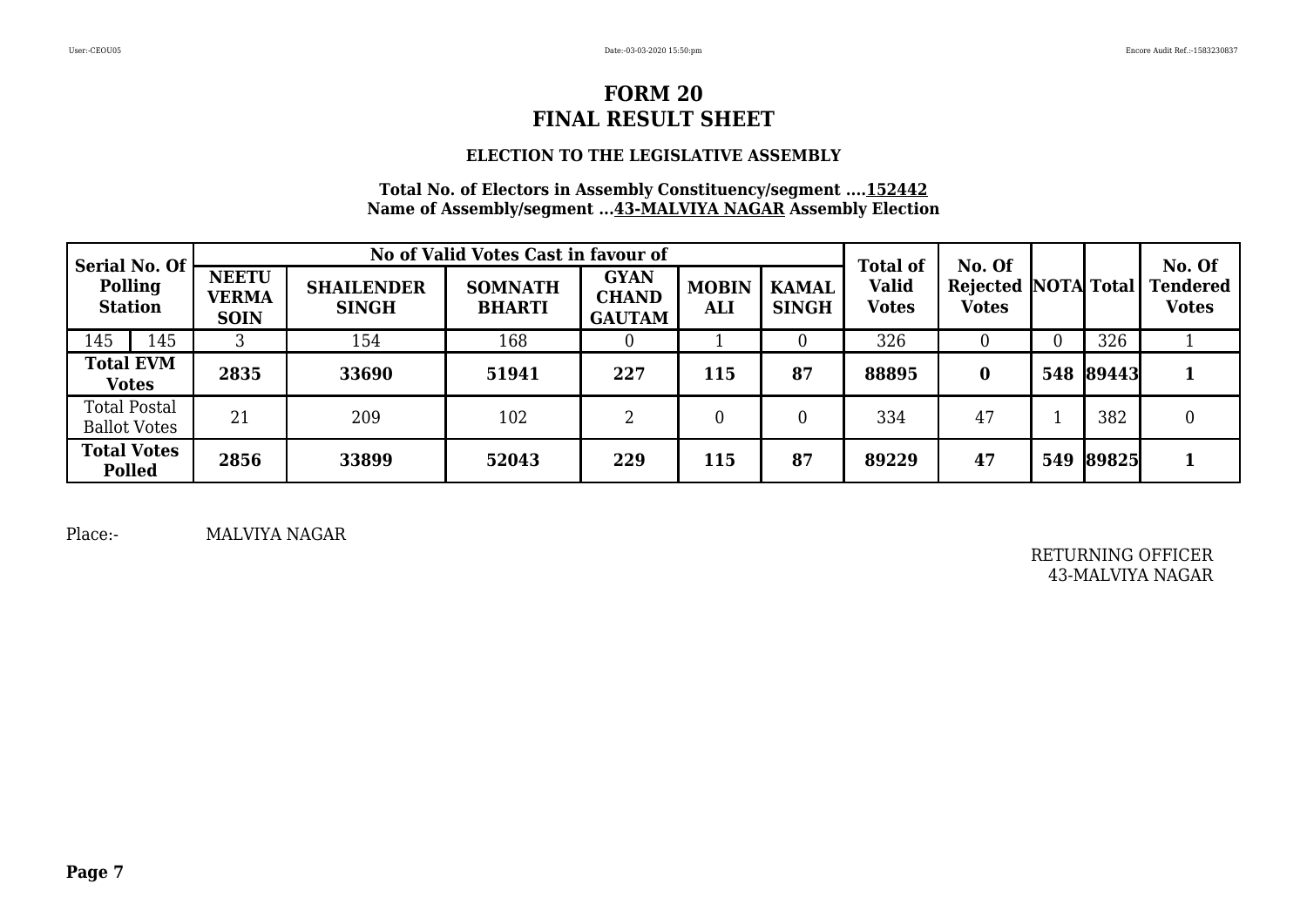# FORM 20
# FINAL RESULT SHEET

### ELECTION TO THE LEGISLATIVE ASSEMBLY

**Total No. of Electors in Assembly Constituency/segment ....152442**
**Name of Assembly/segment ...43-MALVIYA NAGAR Assembly Election**

| Serial No. Of Polling Station | | No of Valid Votes Cast in favour of | | | | | | Total of Valid Votes | No. Of Rejected Votes | NOTA | Total | No. Of Tendered Votes |
|---|---|---|---|---|---|---|---|---|---|---|---|---|
| | | NEETU VERMA SOIN | SHAILENDER SINGH | SOMNATH BHARTI | GYAN CHAND GAUTAM | MOBIN ALI | KAMAL SINGH | | | | | |
| 145 | 145 | 3 | 154 | 168 | 0 | 1 | 0 | 326 | 0 | 0 | 326 | 1 |
| **Total EVM Votes** | | **2835** | **33690** | **51941** | **227** | **115** | **87** | **88895** | **0** | **548** | **89443** | **1** |
| Total Postal Ballot Votes | | 21 | 209 | 102 | 2 | 0 | 0 | 334 | 47 | 1 | 382 | 0 |
| **Total Votes Polled** | | **2856** | **33899** | **52043** | **229** | **115** | **87** | **89229** | **47** | **549** | **89825** | **1** |

Place:- MALVIYA NAGAR

RETURNING OFFICER
43-MALVIYA NAGAR